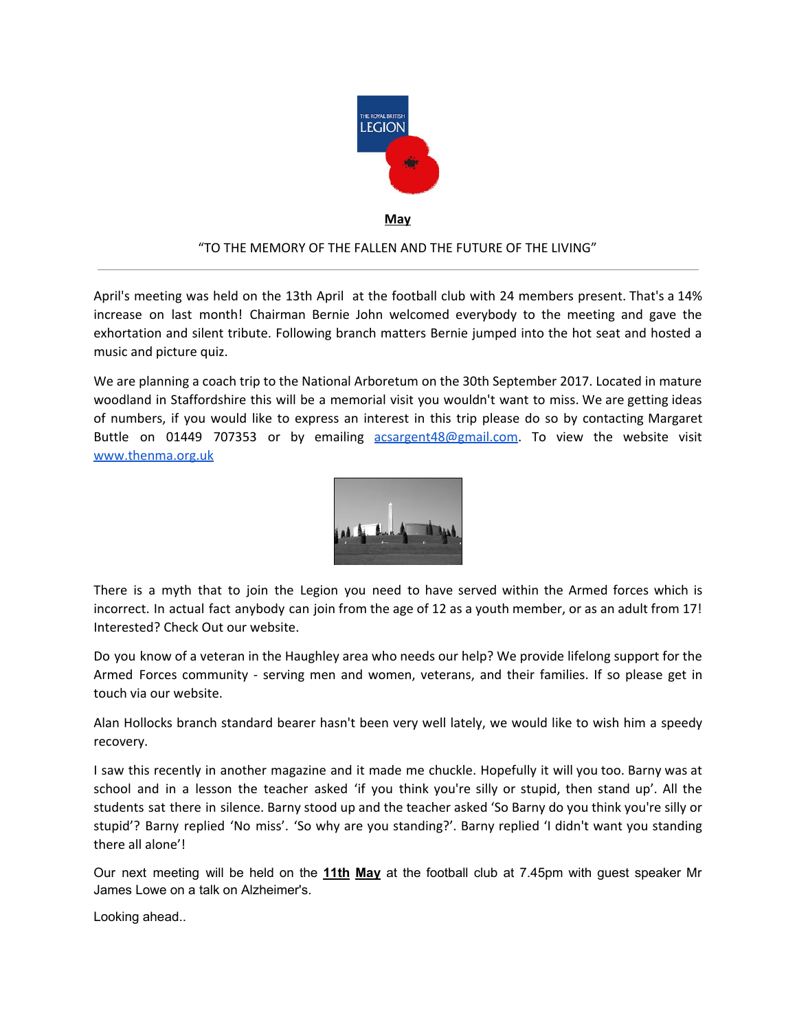THE ROYAL BRITISH LEGION

**May**

"TO THE MEMORY OF THE FALLEN AND THE FUTURE OF THE LIVING"

---

April's meeting was held on the 13th April at the football club with 24 members present. That's a 14% increase on last month! Chairman Bernie John welcomed everybody to the meeting and gave the exhortation and silent tribute. Following branch matters Bernie jumped into the hot seat and hosted a music and picture quiz.

We are planning a coach trip to the National Arboretum on the 30th September 2017. Located in mature woodland in Staffordshire this will be a memorial visit you wouldn't want to miss. We are getting ideas of numbers, if you would like to express an interest in this trip please do so by contacting Margaret Buttle on 01449 707353 or by emailing acsargent48@gmail.com. To view the website visit www.thenma.org.uk

There is a myth that to join the Legion you need to have served within the Armed forces which is incorrect. In actual fact anybody can join from the age of 12 as a youth member, or as an adult from 17! Interested? Check Out our website.

Do you know of a veteran in the Haughley area who needs our help? We provide lifelong support for the Armed Forces community - serving men and women, veterans, and their families. If so please get in touch via our website.

Alan Hollocks branch standard bearer hasn't been very well lately, we would like to wish him a speedy recovery.

I saw this recently in another magazine and it made me chuckle. Hopefully it will you too. Barny was at school and in a lesson the teacher asked 'if you think you're silly or stupid, then stand up'. All the students sat there in silence. Barny stood up and the teacher asked 'So Barny do you think you're silly or stupid'? Barny replied 'No miss'. 'So why are you standing?'. Barny replied 'I didn't want you standing there all alone'!

Our next meeting will be held on the **11th May** at the football club at 7.45pm with guest speaker Mr James Lowe on a talk on Alzheimer's.

Looking ahead..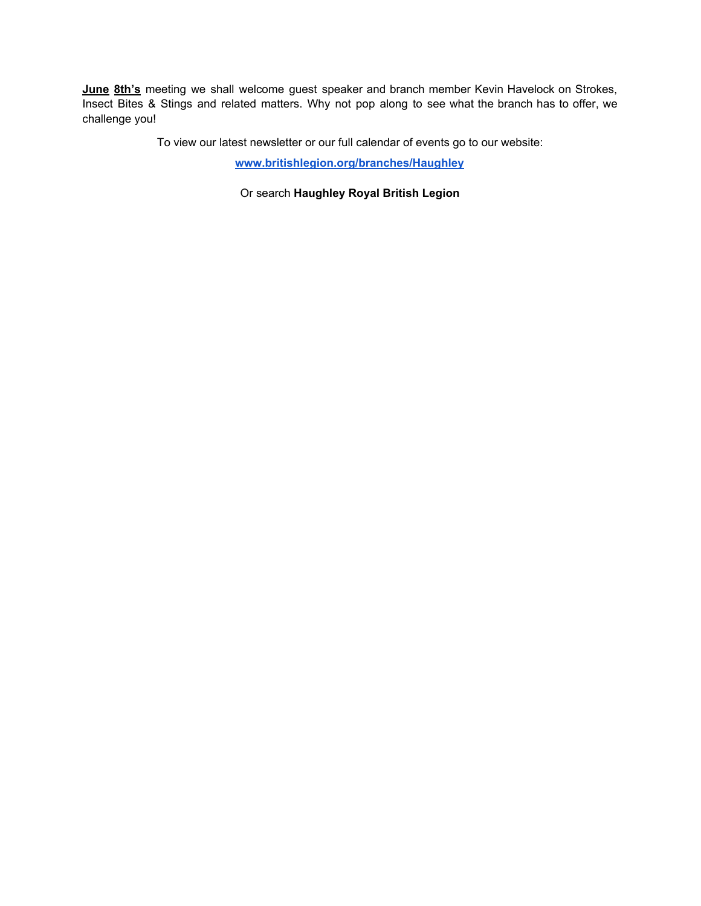**June** **8th's** meeting we shall welcome guest speaker and branch member Kevin Havelock on Strokes, Insect Bites & Stings and related matters. Why not pop along to see what the branch has to offer, we challenge you!

To view our latest newsletter or our full calendar of events go to our website:

**www.britishlegion.org/branches/Haughley**

Or search **Haughley Royal British Legion**